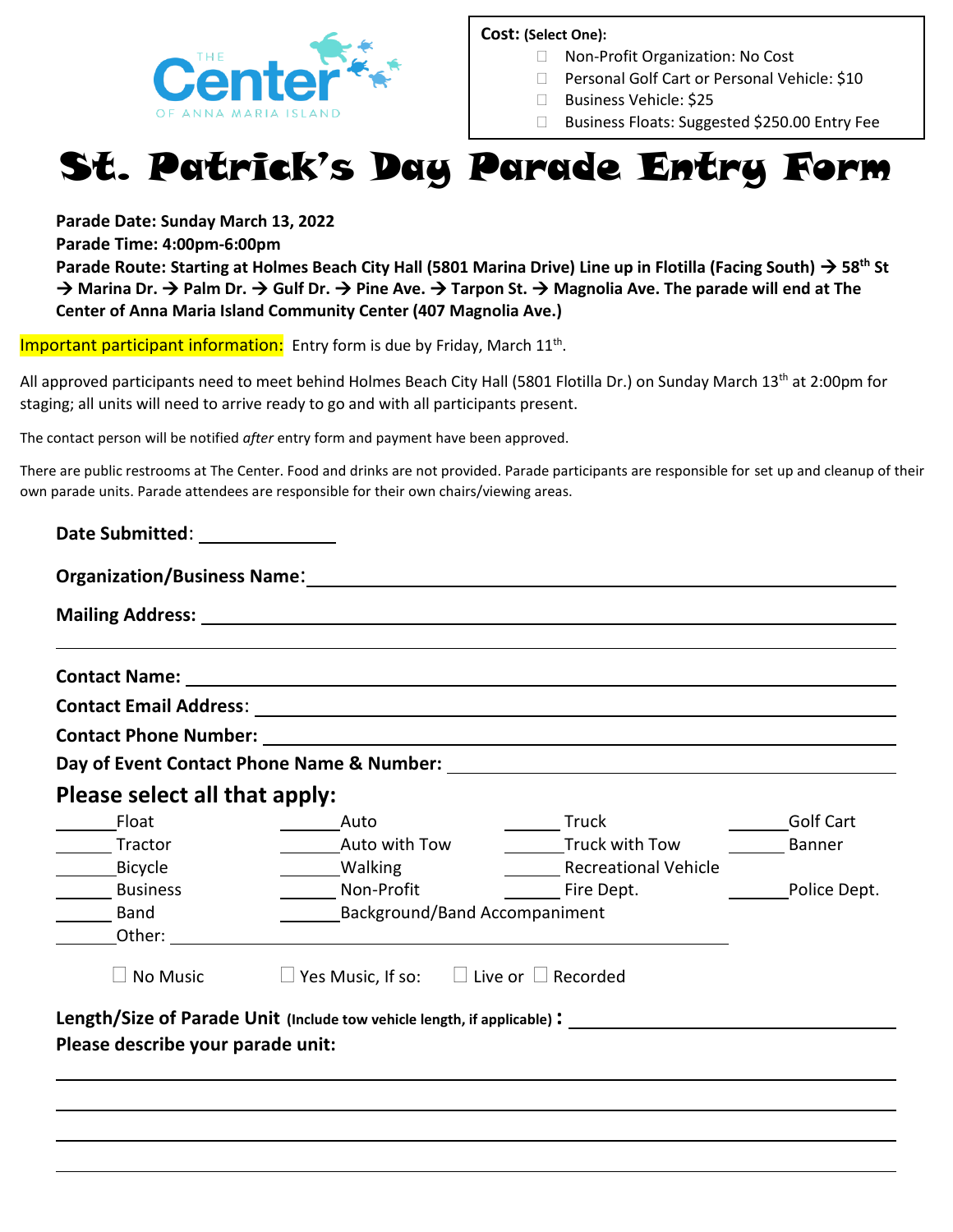THE Center OF ANNA MARIA ISLAND

**Cost: (Select One):**

- ☐ Non-Profit Organization: No Cost
- ☐ Personal Golf Cart or Personal Vehicle: $10
- ☐ Business Vehicle: $25
- ☐ Business Floats: Suggested $250.00 Entry Fee

# St. Patrick's Day Parade Entry Form

**Parade Date: Sunday March 13, 2022**

**Parade Time: 4:00pm-6:00pm**

**Parade Route: Starting at Holmes Beach City Hall (5801 Marina Drive) Line up in Flotilla (Facing South) → 58th St → Marina Dr. → Palm Dr. → Gulf Dr. → Pine Ave. → Tarpon St. → Magnolia Ave. The parade will end at The Center of Anna Maria Island Community Center (407 Magnolia Ave.)**

Important participant information: Entry form is due by Friday, March 11th.

All approved participants need to meet behind Holmes Beach City Hall (5801 Flotilla Dr.) on Sunday March 13th at 2:00pm for staging; all units will need to arrive ready to go and with all participants present.

The contact person will be notified *after* entry form and payment have been approved.

There are public restrooms at The Center. Food and drinks are not provided. Parade participants are responsible for set up and cleanup of their own parade units. Parade attendees are responsible for their own chairs/viewing areas.

**Date Submitted**: ______________

**Organization/Business Name**: ______________________________________________

**Mailing Address:** ______________________________________________

______________________________________________

**Contact Name:** ______________________________________________

**Contact Email Address**: ______________________________________________

**Contact Phone Number:** ______________________________________________

**Day of Event Contact Phone Name & Number:** ______________________________

## Please select all that apply:

| | | | |
|---|---|---|---|
| ______ Float | ______ Auto | ______ Truck | ______ Golf Cart |
| ______ Tractor | ______ Auto with Tow | ______ Truck with Tow | ______ Banner |
| ______ Bicycle | ______ Walking | ______ Recreational Vehicle | |
| ______ Business | ______ Non-Profit | ______ Fire Dept. | ______ Police Dept. |
| ______ Band | ______ Background/Band Accompaniment | | |

______ Other: ______________________________________________

☐ No Music ☐ Yes Music, If so: ☐ Live or ☐ Recorded

**Length/Size of Parade Unit** (Include tow vehicle length, if applicable) **:** ______________________

**Please describe your parade unit:**

______________________________________________

______________________________________________

______________________________________________

______________________________________________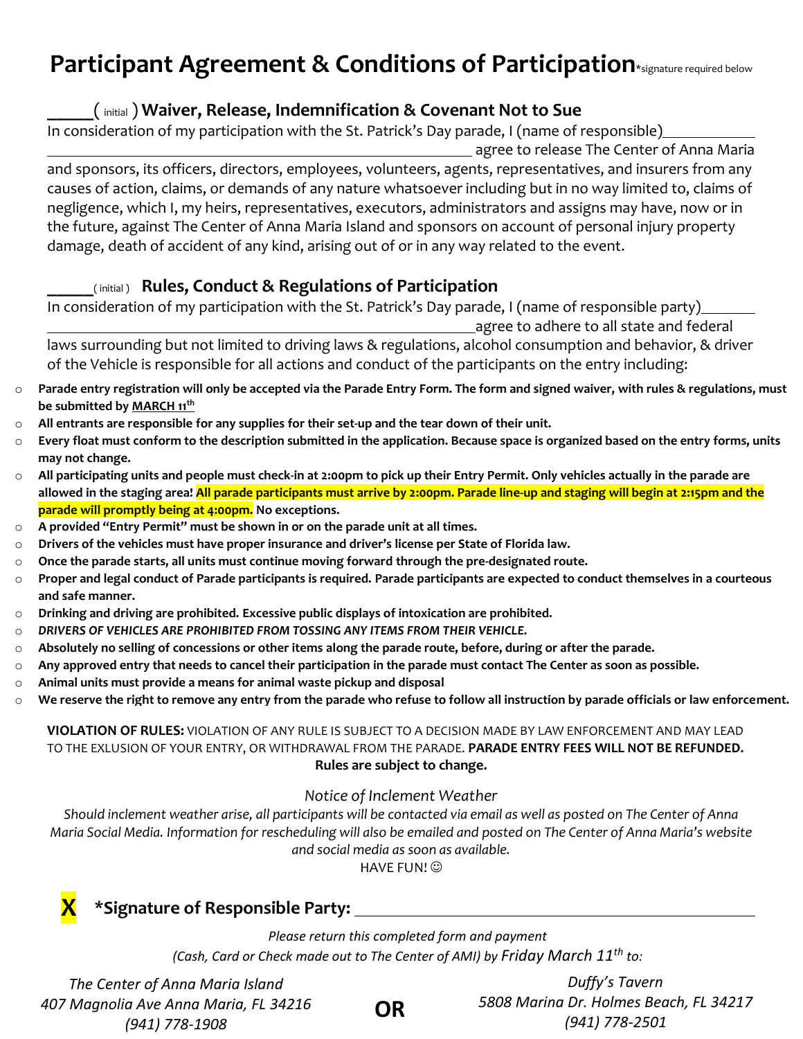# Participant Agreement & Conditions of Participation

*signature required below

_____( initial ) **Waiver, Release, Indemnification & Covenant Not to Sue**

In consideration of my participation with the St. Patrick's Day parade, I (name of responsible)_______________________________________________________ agree to release The Center of Anna Maria and sponsors, its officers, directors, employees, volunteers, agents, representatives, and insurers from any causes of action, claims, or demands of any nature whatsoever including but in no way limited to, claims of negligence, which I, my heirs, representatives, executors, administrators and assigns may have, now or in the future, against The Center of Anna Maria Island and sponsors on account of personal injury property damage, death of accident of any kind, arising out of or in any way related to the event.

_____( initial ) **Rules, Conduct & Regulations of Participation**

In consideration of my participation with the St. Patrick's Day parade, I (name of responsible party)_______________________________________________________agree to adhere to all state and federal laws surrounding but not limited to driving laws & regulations, alcohol consumption and behavior, & driver of the Vehicle is responsible for all actions and conduct of the participants on the entry including:

- **Parade entry registration will only be accepted via the Parade Entry Form. The form and signed waiver, with rules & regulations, must be submitted by MARCH 11th**
- **All entrants are responsible for any supplies for their set-up and the tear down of their unit.**
- **Every float must conform to the description submitted in the application. Because space is organized based on the entry forms, units may not change.**
- **All participating units and people must check-in at 2:00pm to pick up their Entry Permit. Only vehicles actually in the parade are allowed in the staging area! All parade participants must arrive by 2:00pm. Parade line-up and staging will begin at 2:15pm and the parade will promptly being at 4:00pm. No exceptions.**
- **A provided "Entry Permit" must be shown in or on the parade unit at all times.**
- **Drivers of the vehicles must have proper insurance and driver's license per State of Florida law.**
- **Once the parade starts, all units must continue moving forward through the pre-designated route.**
- **Proper and legal conduct of Parade participants is required. Parade participants are expected to conduct themselves in a courteous and safe manner.**
- **Drinking and driving are prohibited. Excessive public displays of intoxication are prohibited.**
- ***DRIVERS OF VEHICLES ARE PROHIBITED FROM TOSSING ANY ITEMS FROM THEIR VEHICLE.***
- **Absolutely no selling of concessions or other items along the parade route, before, during or after the parade.**
- **Any approved entry that needs to cancel their participation in the parade must contact The Center as soon as possible.**
- **Animal units must provide a means for animal waste pickup and disposal**
- **We reserve the right to remove any entry from the parade who refuse to follow all instruction by parade officials or law enforcement.**

**VIOLATION OF RULES:** VIOLATION OF ANY RULE IS SUBJECT TO A DECISION MADE BY LAW ENFORCEMENT AND MAY LEAD TO THE EXLUSION OF YOUR ENTRY, OR WITHDRAWAL FROM THE PARADE. **PARADE ENTRY FEES WILL NOT BE REFUNDED. Rules are subject to change.**

*Notice of Inclement Weather*

*Should inclement weather arise, all participants will be contacted via email as well as posted on The Center of Anna Maria Social Media. Information for rescheduling will also be emailed and posted on The Center of Anna Maria's website and social media as soon as available.*

HAVE FUN! ☺

**X** **\*Signature of Responsible Party:** _______________________________________________

*Please return this completed form and payment*

*(Cash, Card or Check made out to The Center of AMI) by Friday March 11th to:*

*The Center of Anna Maria Island*
*407 Magnolia Ave Anna Maria, FL 34216*
*(941) 778-1908*

**OR**

*Duffy's Tavern*
*5808 Marina Dr. Holmes Beach, FL 34217*
*(941) 778-2501*